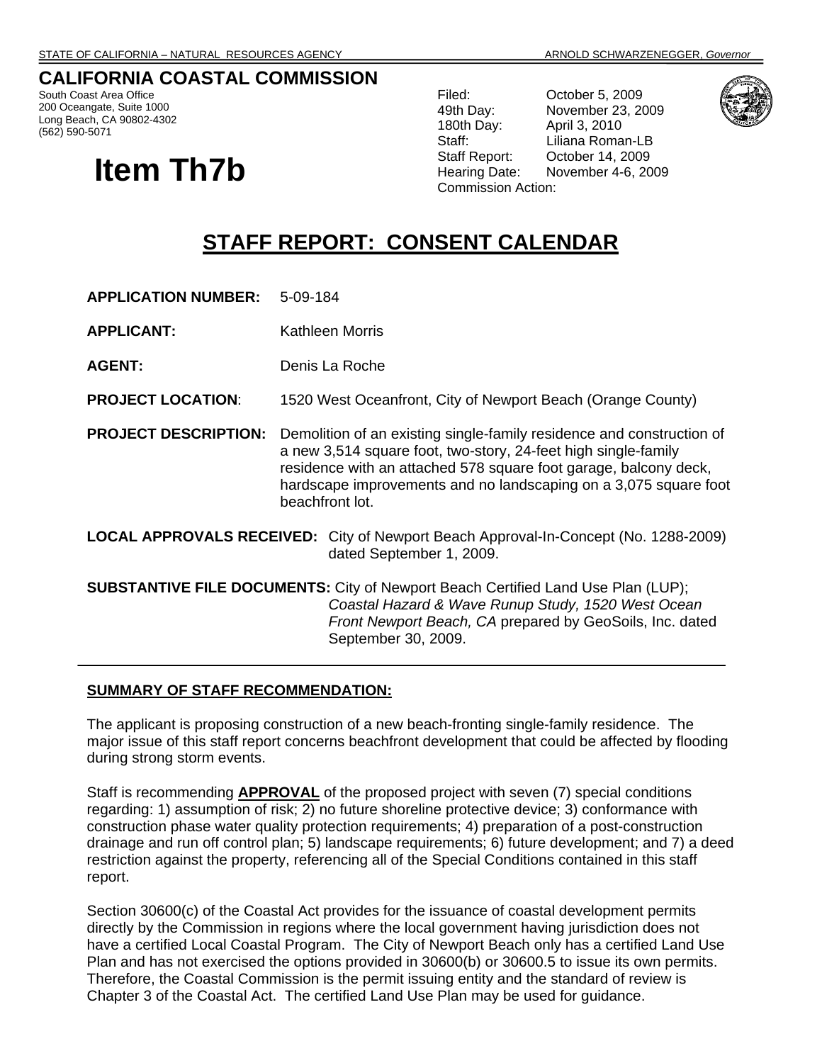STATE OF CALIFORNIA – NATURAL RESOURCES AGENCY ARNOLD SCHWARZENEGGER, *Governor*

# CALIFORNIA COASTAL COMMISSION

South Coast Area Office
200 Oceangate, Suite 1000
Long Beach, CA 90802-4302
(562) 590-5071

# Item Th7b

Filed: October 5, 2009
49th Day: November 23, 2009
180th Day: April 3, 2010
Staff: Liliana Roman-LB
Staff Report: October 14, 2009
Hearing Date: November 4-6, 2009
Commission Action:

## STAFF REPORT: CONSENT CALENDAR

**APPLICATION NUMBER:** 5-09-184

**APPLICANT:** Kathleen Morris

**AGENT:** Denis La Roche

**PROJECT LOCATION**: 1520 West Oceanfront, City of Newport Beach (Orange County)

**PROJECT DESCRIPTION:** Demolition of an existing single-family residence and construction of a new 3,514 square foot, two-story, 24-feet high single-family residence with an attached 578 square foot garage, balcony deck, hardscape improvements and no landscaping on a 3,075 square foot beachfront lot.

**LOCAL APPROVALS RECEIVED:** City of Newport Beach Approval-In-Concept (No. 1288-2009) dated September 1, 2009.

**SUBSTANTIVE FILE DOCUMENTS:** City of Newport Beach Certified Land Use Plan (LUP); *Coastal Hazard & Wave Runup Study, 1520 West Ocean Front Newport Beach, CA* prepared by GeoSoils, Inc. dated September 30, 2009.

---

**SUMMARY OF STAFF RECOMMENDATION:**

The applicant is proposing construction of a new beach-fronting single-family residence. The major issue of this staff report concerns beachfront development that could be affected by flooding during strong storm events.

Staff is recommending **APPROVAL** of the proposed project with seven (7) special conditions regarding: 1) assumption of risk; 2) no future shoreline protective device; 3) conformance with construction phase water quality protection requirements; 4) preparation of a post-construction drainage and run off control plan; 5) landscape requirements; 6) future development; and 7) a deed restriction against the property, referencing all of the Special Conditions contained in this staff report.

Section 30600(c) of the Coastal Act provides for the issuance of coastal development permits directly by the Commission in regions where the local government having jurisdiction does not have a certified Local Coastal Program. The City of Newport Beach only has a certified Land Use Plan and has not exercised the options provided in 30600(b) or 30600.5 to issue its own permits. Therefore, the Coastal Commission is the permit issuing entity and the standard of review is Chapter 3 of the Coastal Act. The certified Land Use Plan may be used for guidance.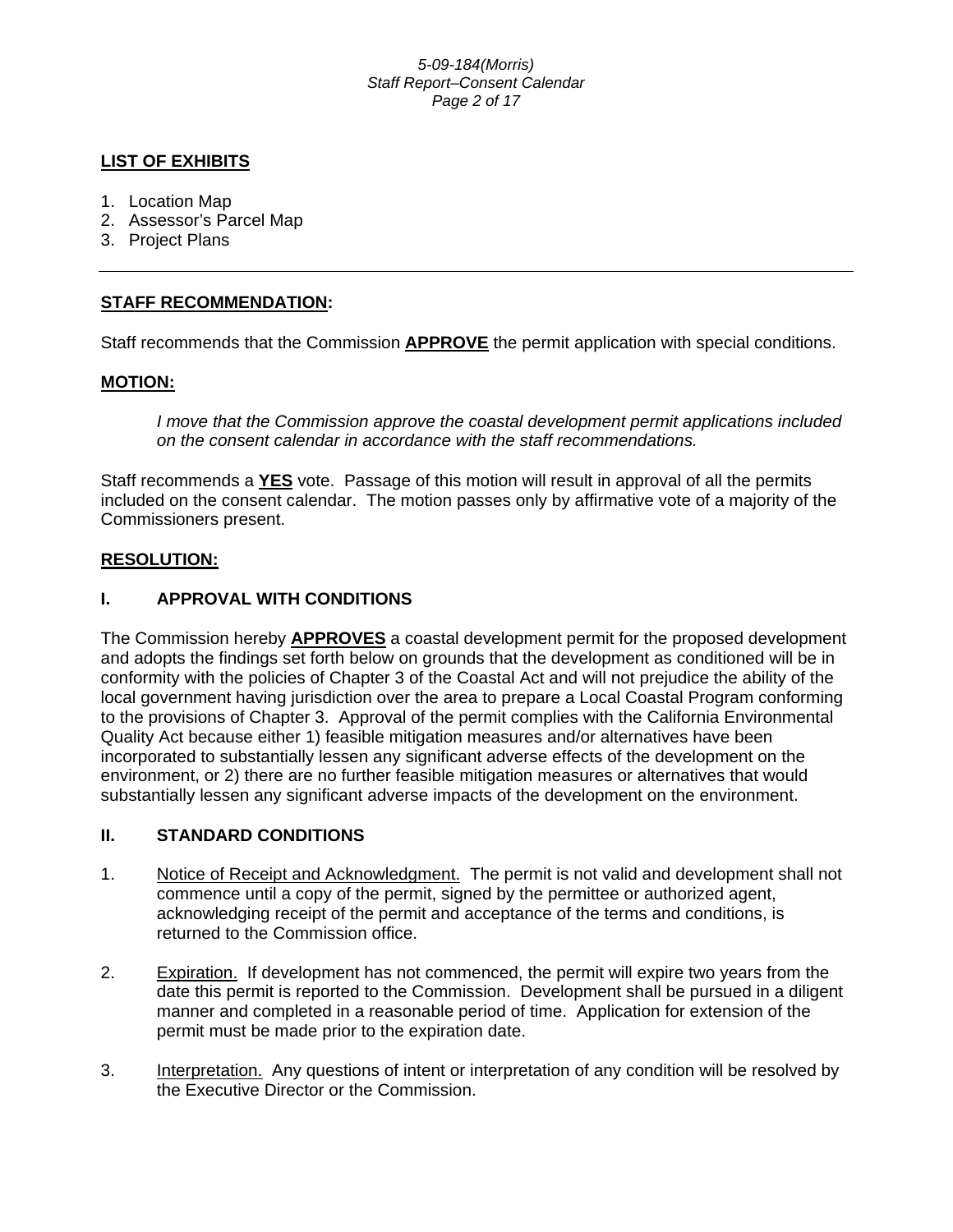**LIST OF EXHIBITS**

1. Location Map
2. Assessor's Parcel Map
3. Project Plans

---

**STAFF RECOMMENDATION:**

Staff recommends that the Commission **APPROVE** the permit application with special conditions.

**MOTION:**

*I move that the Commission approve the coastal development permit applications included on the consent calendar in accordance with the staff recommendations.*

Staff recommends a **YES** vote. Passage of this motion will result in approval of all the permits included on the consent calendar. The motion passes only by affirmative vote of a majority of the Commissioners present.

**RESOLUTION:**

## I. APPROVAL WITH CONDITIONS

The Commission hereby **APPROVES** a coastal development permit for the proposed development and adopts the findings set forth below on grounds that the development as conditioned will be in conformity with the policies of Chapter 3 of the Coastal Act and will not prejudice the ability of the local government having jurisdiction over the area to prepare a Local Coastal Program conforming to the provisions of Chapter 3. Approval of the permit complies with the California Environmental Quality Act because either 1) feasible mitigation measures and/or alternatives have been incorporated to substantially lessen any significant adverse effects of the development on the environment, or 2) there are no further feasible mitigation measures or alternatives that would substantially lessen any significant adverse impacts of the development on the environment.

## II. STANDARD CONDITIONS

1. Notice of Receipt and Acknowledgment. The permit is not valid and development shall not commence until a copy of the permit, signed by the permittee or authorized agent, acknowledging receipt of the permit and acceptance of the terms and conditions, is returned to the Commission office.

2. Expiration. If development has not commenced, the permit will expire two years from the date this permit is reported to the Commission. Development shall be pursued in a diligent manner and completed in a reasonable period of time. Application for extension of the permit must be made prior to the expiration date.

3. Interpretation. Any questions of intent or interpretation of any condition will be resolved by the Executive Director or the Commission.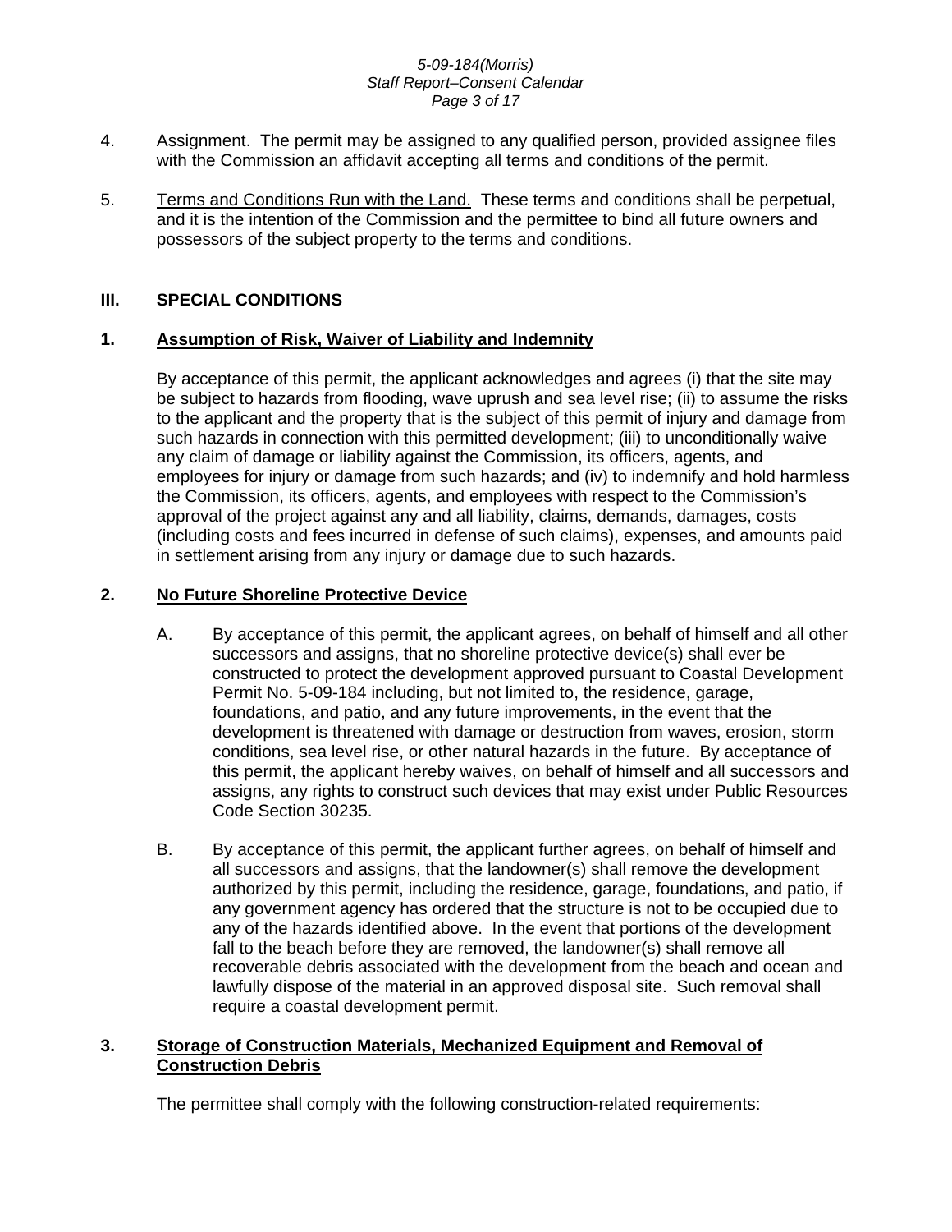4. Assignment. The permit may be assigned to any qualified person, provided assignee files with the Commission an affidavit accepting all terms and conditions of the permit.

5. Terms and Conditions Run with the Land. These terms and conditions shall be perpetual, and it is the intention of the Commission and the permittee to bind all future owners and possessors of the subject property to the terms and conditions.

## III. SPECIAL CONDITIONS

### 1. Assumption of Risk, Waiver of Liability and Indemnity

By acceptance of this permit, the applicant acknowledges and agrees (i) that the site may be subject to hazards from flooding, wave uprush and sea level rise; (ii) to assume the risks to the applicant and the property that is the subject of this permit of injury and damage from such hazards in connection with this permitted development; (iii) to unconditionally waive any claim of damage or liability against the Commission, its officers, agents, and employees for injury or damage from such hazards; and (iv) to indemnify and hold harmless the Commission, its officers, agents, and employees with respect to the Commission's approval of the project against any and all liability, claims, demands, damages, costs (including costs and fees incurred in defense of such claims), expenses, and amounts paid in settlement arising from any injury or damage due to such hazards.

### 2. No Future Shoreline Protective Device

A. By acceptance of this permit, the applicant agrees, on behalf of himself and all other successors and assigns, that no shoreline protective device(s) shall ever be constructed to protect the development approved pursuant to Coastal Development Permit No. 5-09-184 including, but not limited to, the residence, garage, foundations, and patio, and any future improvements, in the event that the development is threatened with damage or destruction from waves, erosion, storm conditions, sea level rise, or other natural hazards in the future. By acceptance of this permit, the applicant hereby waives, on behalf of himself and all successors and assigns, any rights to construct such devices that may exist under Public Resources Code Section 30235.

B. By acceptance of this permit, the applicant further agrees, on behalf of himself and all successors and assigns, that the landowner(s) shall remove the development authorized by this permit, including the residence, garage, foundations, and patio, if any government agency has ordered that the structure is not to be occupied due to any of the hazards identified above. In the event that portions of the development fall to the beach before they are removed, the landowner(s) shall remove all recoverable debris associated with the development from the beach and ocean and lawfully dispose of the material in an approved disposal site. Such removal shall require a coastal development permit.

### 3. Storage of Construction Materials, Mechanized Equipment and Removal of Construction Debris

The permittee shall comply with the following construction-related requirements: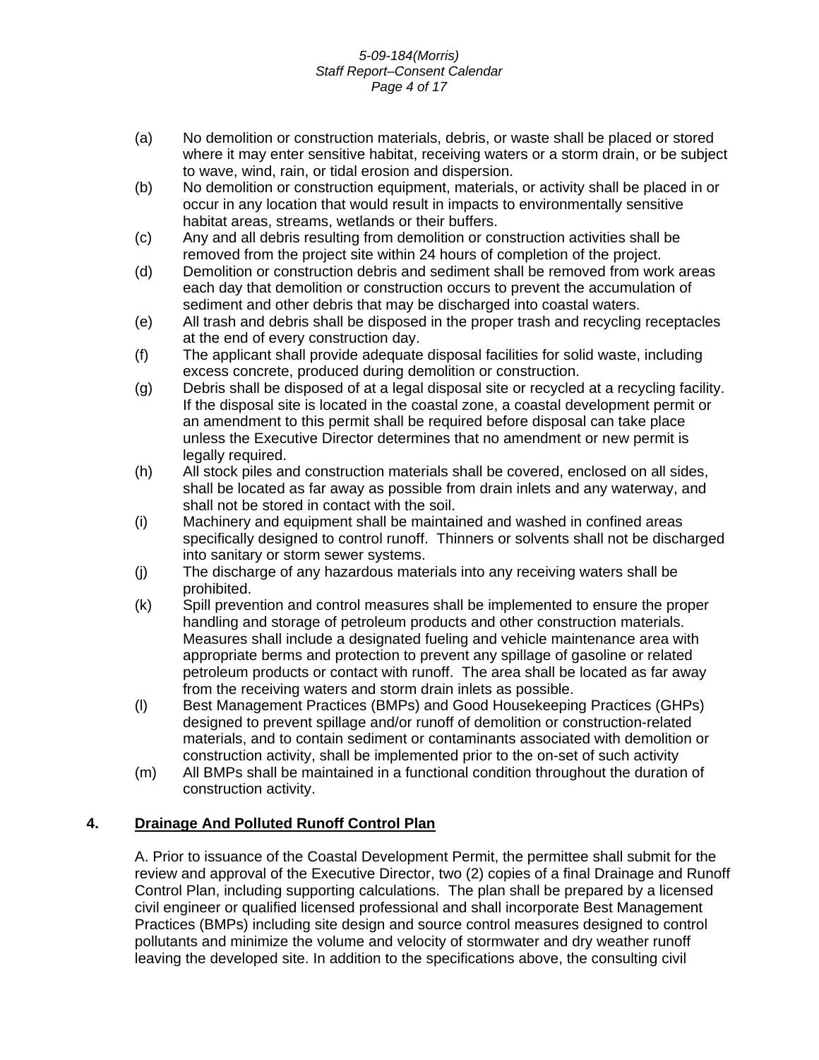(a) No demolition or construction materials, debris, or waste shall be placed or stored where it may enter sensitive habitat, receiving waters or a storm drain, or be subject to wave, wind, rain, or tidal erosion and dispersion.

(b) No demolition or construction equipment, materials, or activity shall be placed in or occur in any location that would result in impacts to environmentally sensitive habitat areas, streams, wetlands or their buffers.

(c) Any and all debris resulting from demolition or construction activities shall be removed from the project site within 24 hours of completion of the project.

(d) Demolition or construction debris and sediment shall be removed from work areas each day that demolition or construction occurs to prevent the accumulation of sediment and other debris that may be discharged into coastal waters.

(e) All trash and debris shall be disposed in the proper trash and recycling receptacles at the end of every construction day.

(f) The applicant shall provide adequate disposal facilities for solid waste, including excess concrete, produced during demolition or construction.

(g) Debris shall be disposed of at a legal disposal site or recycled at a recycling facility. If the disposal site is located in the coastal zone, a coastal development permit or an amendment to this permit shall be required before disposal can take place unless the Executive Director determines that no amendment or new permit is legally required.

(h) All stock piles and construction materials shall be covered, enclosed on all sides, shall be located as far away as possible from drain inlets and any waterway, and shall not be stored in contact with the soil.

(i) Machinery and equipment shall be maintained and washed in confined areas specifically designed to control runoff. Thinners or solvents shall not be discharged into sanitary or storm sewer systems.

(j) The discharge of any hazardous materials into any receiving waters shall be prohibited.

(k) Spill prevention and control measures shall be implemented to ensure the proper handling and storage of petroleum products and other construction materials. Measures shall include a designated fueling and vehicle maintenance area with appropriate berms and protection to prevent any spillage of gasoline or related petroleum products or contact with runoff. The area shall be located as far away from the receiving waters and storm drain inlets as possible.

(l) Best Management Practices (BMPs) and Good Housekeeping Practices (GHPs) designed to prevent spillage and/or runoff of demolition or construction-related materials, and to contain sediment or contaminants associated with demolition or construction activity, shall be implemented prior to the on-set of such activity

(m) All BMPs shall be maintained in a functional condition throughout the duration of construction activity.

**4. <u>Drainage And Polluted Runoff Control Plan</u>**

A. Prior to issuance of the Coastal Development Permit, the permittee shall submit for the review and approval of the Executive Director, two (2) copies of a final Drainage and Runoff Control Plan, including supporting calculations. The plan shall be prepared by a licensed civil engineer or qualified licensed professional and shall incorporate Best Management Practices (BMPs) including site design and source control measures designed to control pollutants and minimize the volume and velocity of stormwater and dry weather runoff leaving the developed site. In addition to the specifications above, the consulting civil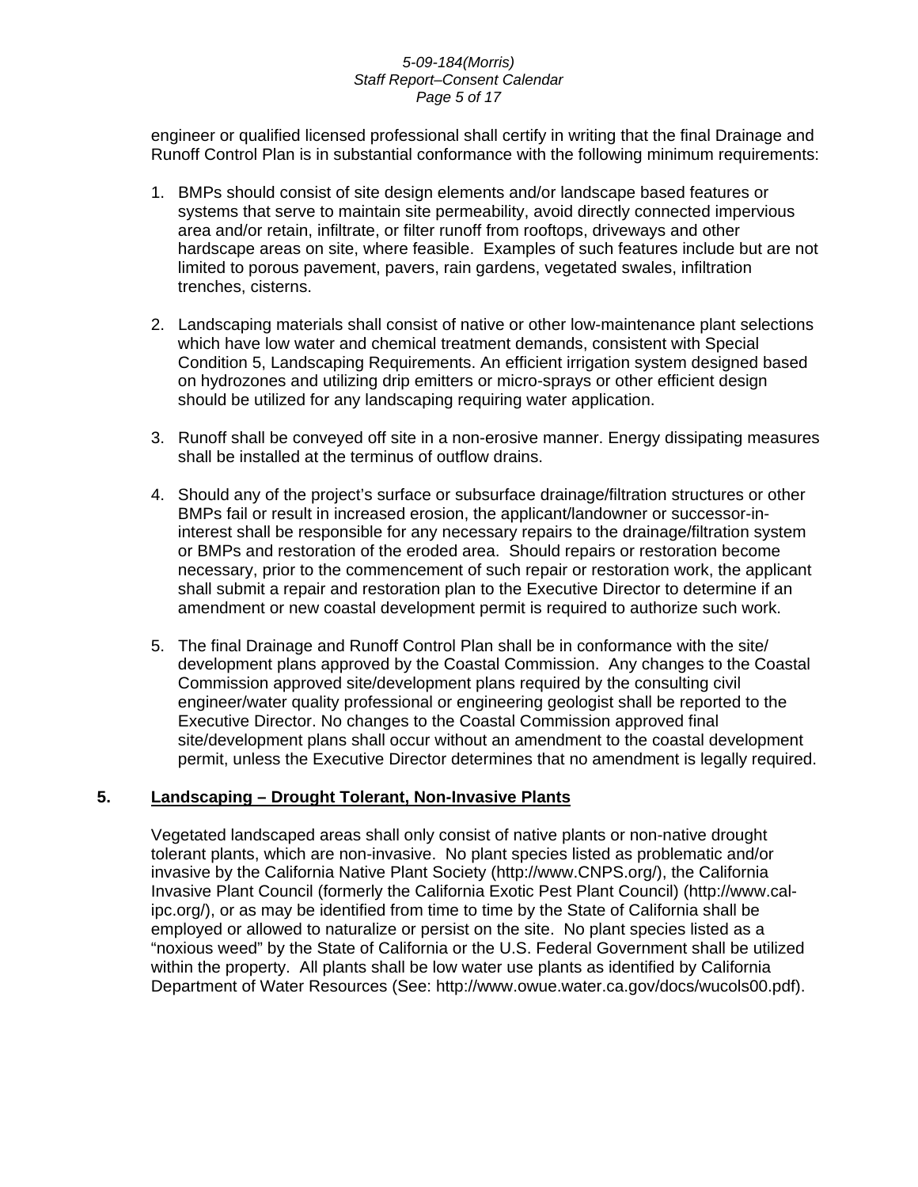engineer or qualified licensed professional shall certify in writing that the final Drainage and Runoff Control Plan is in substantial conformance with the following minimum requirements:

1. BMPs should consist of site design elements and/or landscape based features or systems that serve to maintain site permeability, avoid directly connected impervious area and/or retain, infiltrate, or filter runoff from rooftops, driveways and other hardscape areas on site, where feasible. Examples of such features include but are not limited to porous pavement, pavers, rain gardens, vegetated swales, infiltration trenches, cisterns.

2. Landscaping materials shall consist of native or other low-maintenance plant selections which have low water and chemical treatment demands, consistent with Special Condition 5, Landscaping Requirements. An efficient irrigation system designed based on hydrozones and utilizing drip emitters or micro-sprays or other efficient design should be utilized for any landscaping requiring water application.

3. Runoff shall be conveyed off site in a non-erosive manner. Energy dissipating measures shall be installed at the terminus of outflow drains.

4. Should any of the project's surface or subsurface drainage/filtration structures or other BMPs fail or result in increased erosion, the applicant/landowner or successor-in-interest shall be responsible for any necessary repairs to the drainage/filtration system or BMPs and restoration of the eroded area. Should repairs or restoration become necessary, prior to the commencement of such repair or restoration work, the applicant shall submit a repair and restoration plan to the Executive Director to determine if an amendment or new coastal development permit is required to authorize such work.

5. The final Drainage and Runoff Control Plan shall be in conformance with the site/ development plans approved by the Coastal Commission. Any changes to the Coastal Commission approved site/development plans required by the consulting civil engineer/water quality professional or engineering geologist shall be reported to the Executive Director. No changes to the Coastal Commission approved final site/development plans shall occur without an amendment to the coastal development permit, unless the Executive Director determines that no amendment is legally required.

**5. <u>Landscaping – Drought Tolerant, Non-Invasive Plants</u>**

Vegetated landscaped areas shall only consist of native plants or non-native drought tolerant plants, which are non-invasive. No plant species listed as problematic and/or invasive by the California Native Plant Society (http://www.CNPS.org/), the California Invasive Plant Council (formerly the California Exotic Pest Plant Council) (http://www.cal-ipc.org/), or as may be identified from time to time by the State of California shall be employed or allowed to naturalize or persist on the site. No plant species listed as a "noxious weed" by the State of California or the U.S. Federal Government shall be utilized within the property. All plants shall be low water use plants as identified by California Department of Water Resources (See: http://www.owue.water.ca.gov/docs/wucols00.pdf).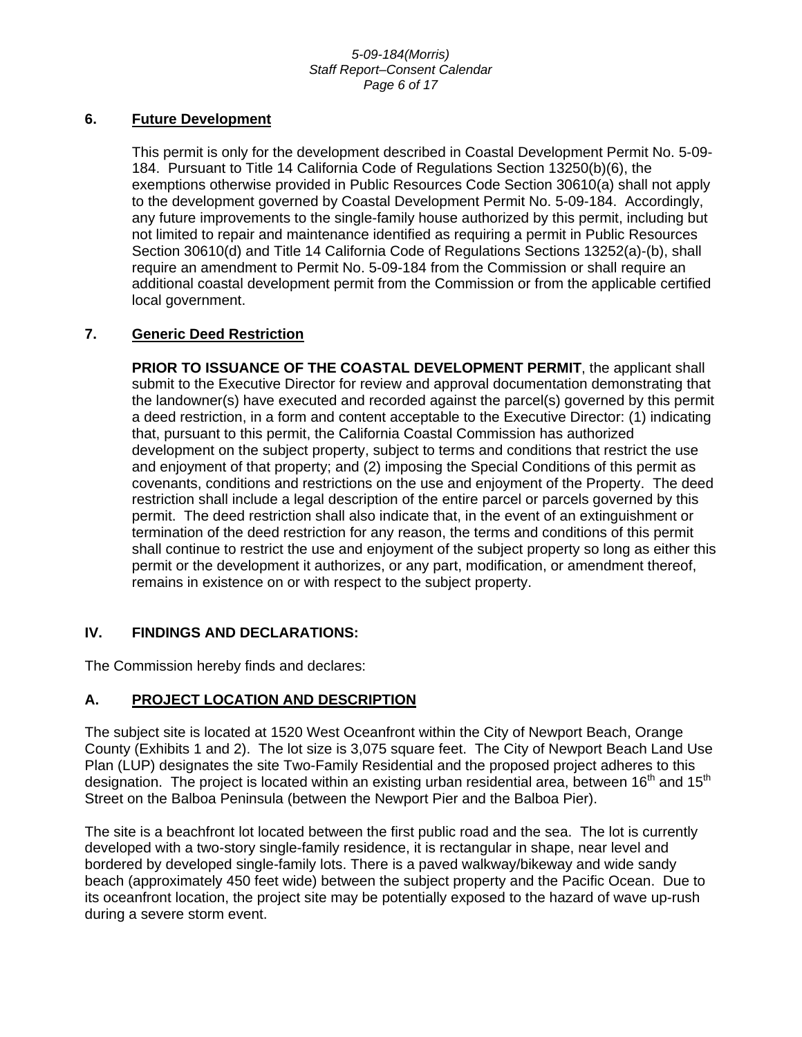### 6. Future Development

This permit is only for the development described in Coastal Development Permit No. 5-09-184. Pursuant to Title 14 California Code of Regulations Section 13250(b)(6), the exemptions otherwise provided in Public Resources Code Section 30610(a) shall not apply to the development governed by Coastal Development Permit No. 5-09-184. Accordingly, any future improvements to the single-family house authorized by this permit, including but not limited to repair and maintenance identified as requiring a permit in Public Resources Section 30610(d) and Title 14 California Code of Regulations Sections 13252(a)-(b), shall require an amendment to Permit No. 5-09-184 from the Commission or shall require an additional coastal development permit from the Commission or from the applicable certified local government.

### 7. Generic Deed Restriction

**PRIOR TO ISSUANCE OF THE COASTAL DEVELOPMENT PERMIT**, the applicant shall submit to the Executive Director for review and approval documentation demonstrating that the landowner(s) have executed and recorded against the parcel(s) governed by this permit a deed restriction, in a form and content acceptable to the Executive Director: (1) indicating that, pursuant to this permit, the California Coastal Commission has authorized development on the subject property, subject to terms and conditions that restrict the use and enjoyment of that property; and (2) imposing the Special Conditions of this permit as covenants, conditions and restrictions on the use and enjoyment of the Property. The deed restriction shall include a legal description of the entire parcel or parcels governed by this permit. The deed restriction shall also indicate that, in the event of an extinguishment or termination of the deed restriction for any reason, the terms and conditions of this permit shall continue to restrict the use and enjoyment of the subject property so long as either this permit or the development it authorizes, or any part, modification, or amendment thereof, remains in existence on or with respect to the subject property.

## IV. FINDINGS AND DECLARATIONS:

The Commission hereby finds and declares:

## A. PROJECT LOCATION AND DESCRIPTION

The subject site is located at 1520 West Oceanfront within the City of Newport Beach, Orange County (Exhibits 1 and 2). The lot size is 3,075 square feet. The City of Newport Beach Land Use Plan (LUP) designates the site Two-Family Residential and the proposed project adheres to this designation. The project is located within an existing urban residential area, between 16th and 15th Street on the Balboa Peninsula (between the Newport Pier and the Balboa Pier).

The site is a beachfront lot located between the first public road and the sea. The lot is currently developed with a two-story single-family residence, it is rectangular in shape, near level and bordered by developed single-family lots. There is a paved walkway/bikeway and wide sandy beach (approximately 450 feet wide) between the subject property and the Pacific Ocean. Due to its oceanfront location, the project site may be potentially exposed to the hazard of wave up-rush during a severe storm event.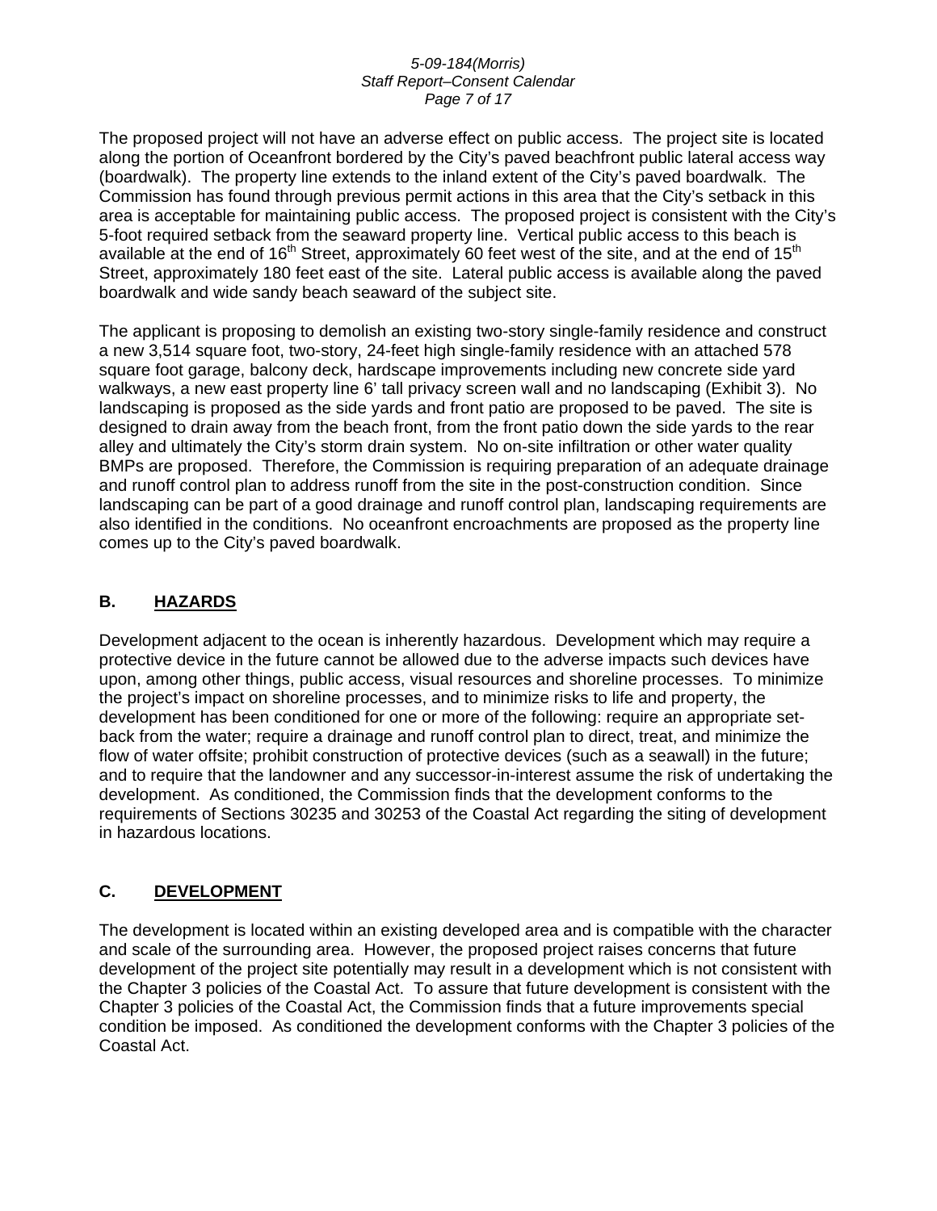The proposed project will not have an adverse effect on public access. The project site is located along the portion of Oceanfront bordered by the City's paved beachfront public lateral access way (boardwalk). The property line extends to the inland extent of the City's paved boardwalk. The Commission has found through previous permit actions in this area that the City's setback in this area is acceptable for maintaining public access. The proposed project is consistent with the City's 5-foot required setback from the seaward property line. Vertical public access to this beach is available at the end of 16th Street, approximately 60 feet west of the site, and at the end of 15th Street, approximately 180 feet east of the site. Lateral public access is available along the paved boardwalk and wide sandy beach seaward of the subject site.

The applicant is proposing to demolish an existing two-story single-family residence and construct a new 3,514 square foot, two-story, 24-feet high single-family residence with an attached 578 square foot garage, balcony deck, hardscape improvements including new concrete side yard walkways, a new east property line 6' tall privacy screen wall and no landscaping (Exhibit 3). No landscaping is proposed as the side yards and front patio are proposed to be paved. The site is designed to drain away from the beach front, from the front patio down the side yards to the rear alley and ultimately the City's storm drain system. No on-site infiltration or other water quality BMPs are proposed. Therefore, the Commission is requiring preparation of an adequate drainage and runoff control plan to address runoff from the site in the post-construction condition. Since landscaping can be part of a good drainage and runoff control plan, landscaping requirements are also identified in the conditions. No oceanfront encroachments are proposed as the property line comes up to the City's paved boardwalk.

## B. HAZARDS

Development adjacent to the ocean is inherently hazardous. Development which may require a protective device in the future cannot be allowed due to the adverse impacts such devices have upon, among other things, public access, visual resources and shoreline processes. To minimize the project's impact on shoreline processes, and to minimize risks to life and property, the development has been conditioned for one or more of the following: require an appropriate set-back from the water; require a drainage and runoff control plan to direct, treat, and minimize the flow of water offsite; prohibit construction of protective devices (such as a seawall) in the future; and to require that the landowner and any successor-in-interest assume the risk of undertaking the development. As conditioned, the Commission finds that the development conforms to the requirements of Sections 30235 and 30253 of the Coastal Act regarding the siting of development in hazardous locations.

## C. DEVELOPMENT

The development is located within an existing developed area and is compatible with the character and scale of the surrounding area. However, the proposed project raises concerns that future development of the project site potentially may result in a development which is not consistent with the Chapter 3 policies of the Coastal Act. To assure that future development is consistent with the Chapter 3 policies of the Coastal Act, the Commission finds that a future improvements special condition be imposed. As conditioned the development conforms with the Chapter 3 policies of the Coastal Act.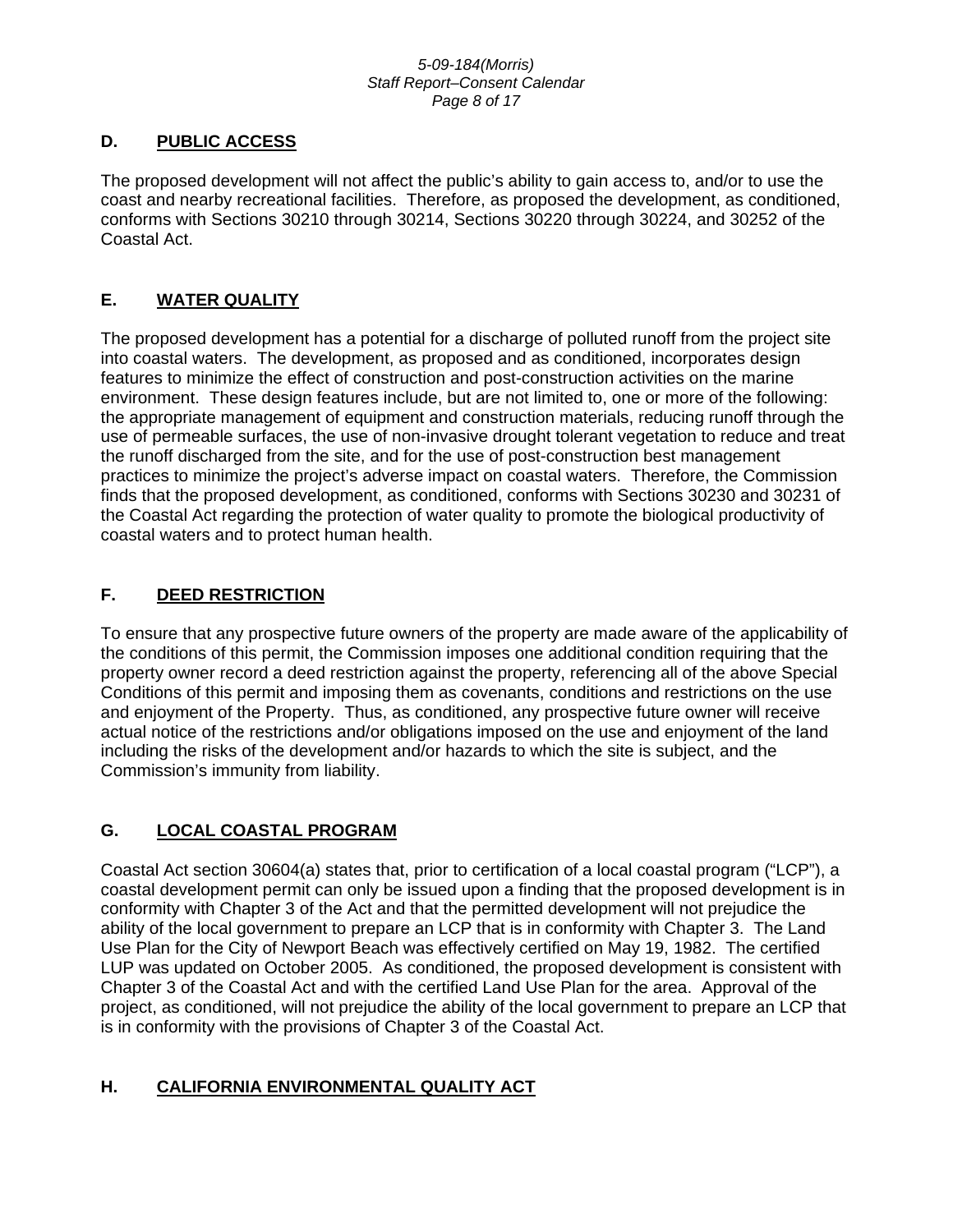## D. PUBLIC ACCESS

The proposed development will not affect the public's ability to gain access to, and/or to use the coast and nearby recreational facilities. Therefore, as proposed the development, as conditioned, conforms with Sections 30210 through 30214, Sections 30220 through 30224, and 30252 of the Coastal Act.

## E. WATER QUALITY

The proposed development has a potential for a discharge of polluted runoff from the project site into coastal waters. The development, as proposed and as conditioned, incorporates design features to minimize the effect of construction and post-construction activities on the marine environment. These design features include, but are not limited to, one or more of the following: the appropriate management of equipment and construction materials, reducing runoff through the use of permeable surfaces, the use of non-invasive drought tolerant vegetation to reduce and treat the runoff discharged from the site, and for the use of post-construction best management practices to minimize the project's adverse impact on coastal waters. Therefore, the Commission finds that the proposed development, as conditioned, conforms with Sections 30230 and 30231 of the Coastal Act regarding the protection of water quality to promote the biological productivity of coastal waters and to protect human health.

## F. DEED RESTRICTION

To ensure that any prospective future owners of the property are made aware of the applicability of the conditions of this permit, the Commission imposes one additional condition requiring that the property owner record a deed restriction against the property, referencing all of the above Special Conditions of this permit and imposing them as covenants, conditions and restrictions on the use and enjoyment of the Property. Thus, as conditioned, any prospective future owner will receive actual notice of the restrictions and/or obligations imposed on the use and enjoyment of the land including the risks of the development and/or hazards to which the site is subject, and the Commission's immunity from liability.

## G. LOCAL COASTAL PROGRAM

Coastal Act section 30604(a) states that, prior to certification of a local coastal program ("LCP"), a coastal development permit can only be issued upon a finding that the proposed development is in conformity with Chapter 3 of the Act and that the permitted development will not prejudice the ability of the local government to prepare an LCP that is in conformity with Chapter 3. The Land Use Plan for the City of Newport Beach was effectively certified on May 19, 1982. The certified LUP was updated on October 2005. As conditioned, the proposed development is consistent with Chapter 3 of the Coastal Act and with the certified Land Use Plan for the area. Approval of the project, as conditioned, will not prejudice the ability of the local government to prepare an LCP that is in conformity with the provisions of Chapter 3 of the Coastal Act.

## H. CALIFORNIA ENVIRONMENTAL QUALITY ACT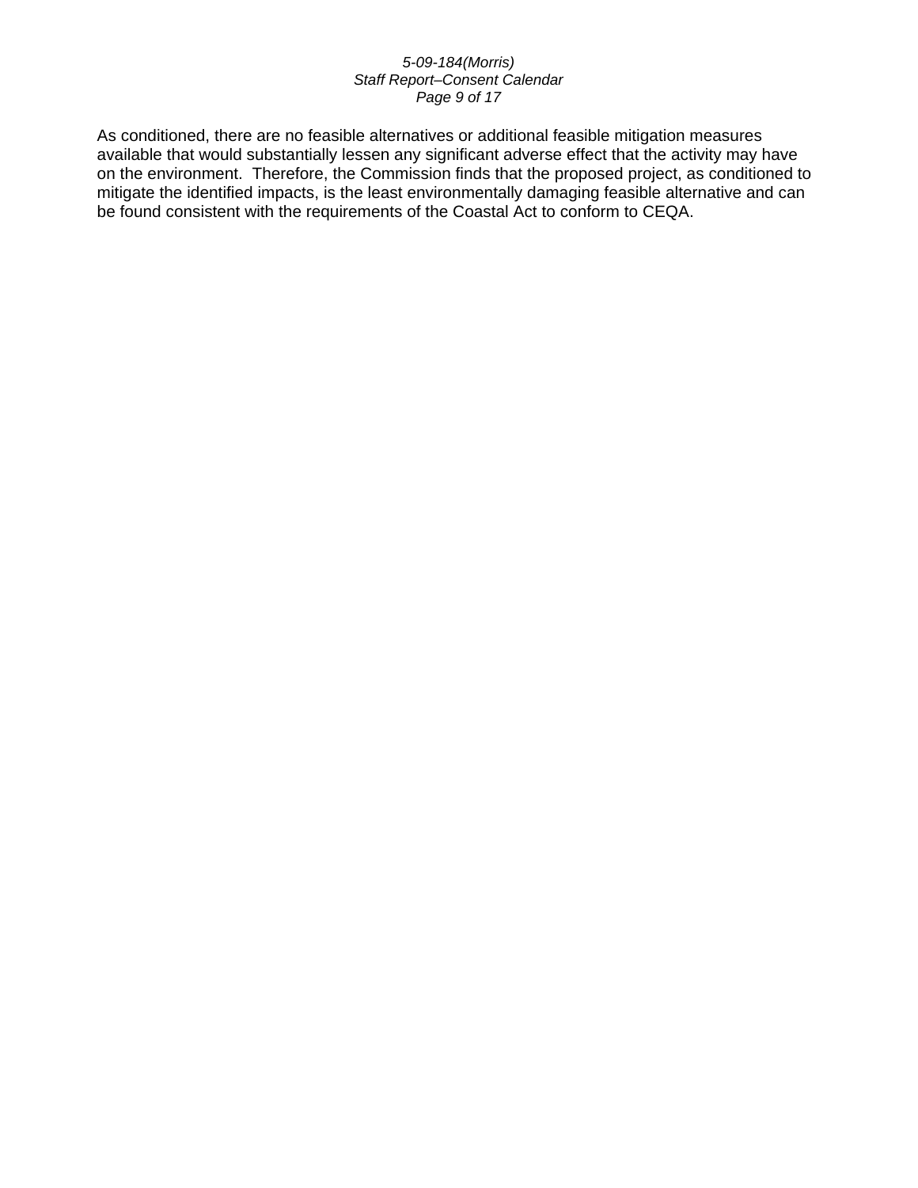As conditioned, there are no feasible alternatives or additional feasible mitigation measures available that would substantially lessen any significant adverse effect that the activity may have on the environment. Therefore, the Commission finds that the proposed project, as conditioned to mitigate the identified impacts, is the least environmentally damaging feasible alternative and can be found consistent with the requirements of the Coastal Act to conform to CEQA.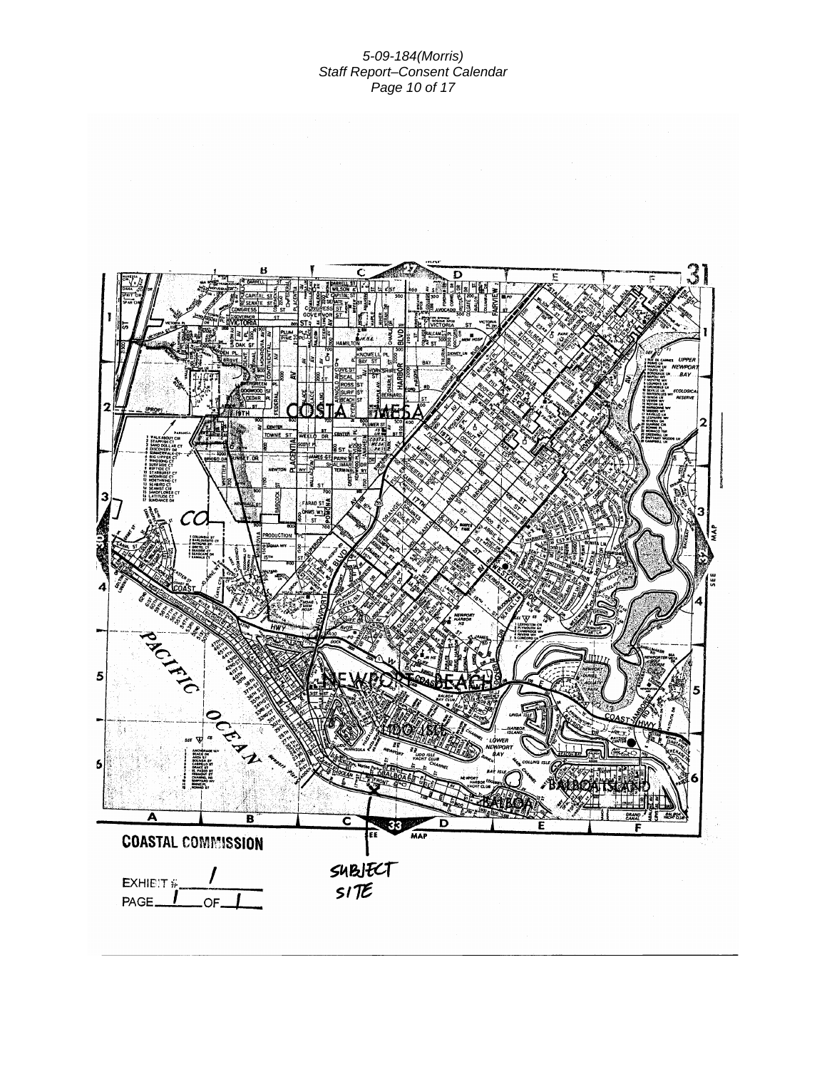COASTAL COMMISSION

EXHIBIT # 1

PAGE 1 OF 1

SUBJECT SITE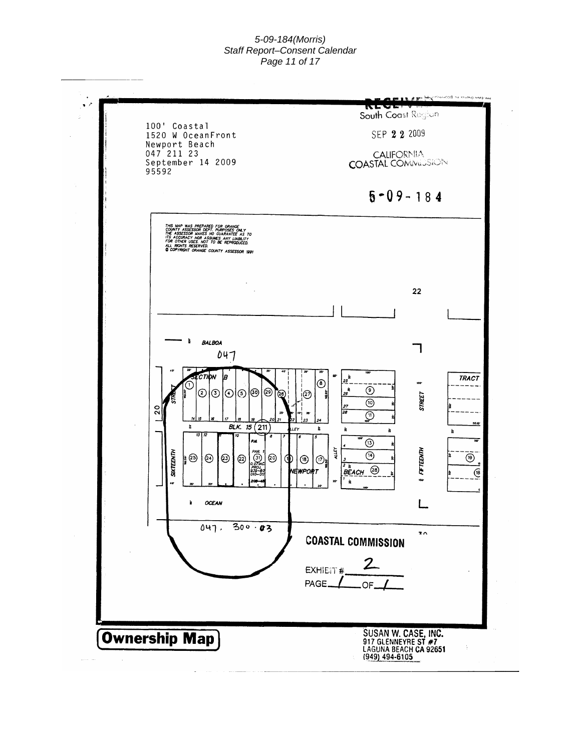100' Coastal
1520 W OceanFront
Newport Beach
047 211 23
September 14 2009
95592

RECEIVED
South Coast Region

SEP 22 2009

CALIFORNIA
COASTAL COMMISSION

5-09-184

THIS MAP WAS PREPARED FOR ORANGE COUNTY ASSESSOR DEPT. PURPOSES ONLY. THE ASSESSOR MAKES NO GUARANTEE AS TO ITS ACCURACY NOR ASSUMES ANY LIABILITY FOR OTHER USES. NOT TO BE REPRODUCED. ALL RIGHTS RESERVED.
© COPYRIGHT ORANGE COUNTY ASSESSOR 1991

22

BALBOA

047

SECTION B

TRACT

20 STREET

FIFTEENTH STREET

SIXTEENTH STREET

BLK. 15 (211)

ALLEY

PAR. 1
0.07 AC.
PROJ.
939-80
010-011

NEWPORT BEACH

OCEAN

047. 300 . 03

COASTAL COMMISSION

EXHIBIT # 2

PAGE 1 OF 1

## Ownership Map

SUSAN W. CASE, INC.
917 GLENNEYRE ST #7
LAGUNA BEACH CA 92651
(949) 494-6105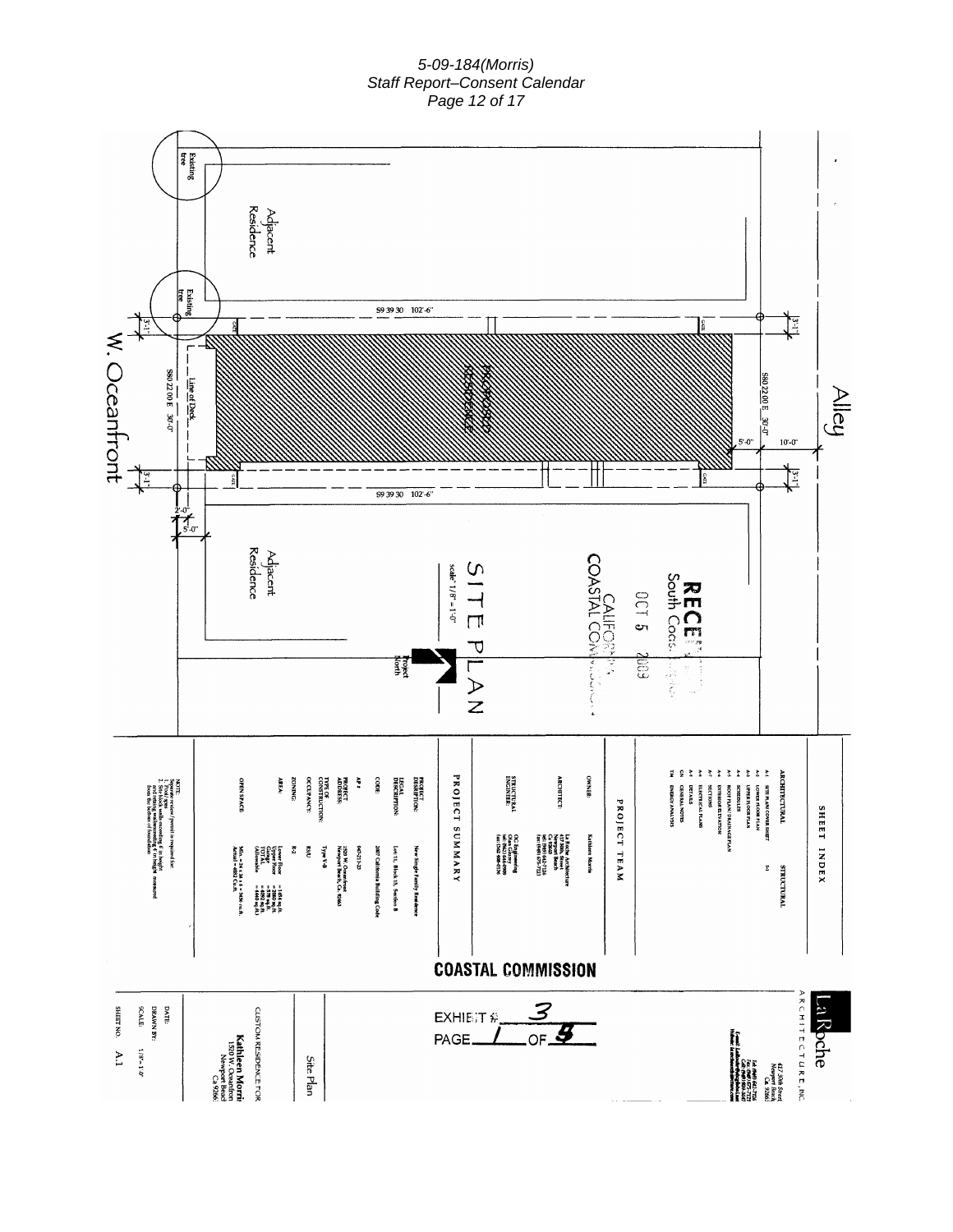Alley

W. Oceanfront

Adjacent Residence

Adjacent Residence

Existing tree

Existing tree

PROPOSED RESIDENCE

Line of Deck

S9 39 30 102'-6"

S9 39 30 102'-6"

S80 22 00 E 30'-0"

S80 22 00 E 30'-0"

3'-1"

3'-1"

3'-1"

3'-1"

5'-0"

10'-0"

2'-0"

5'-0"

# SITE PLAN

scale: 1/8" = 1'-0"

Project North

RECEIVED
South Coast Region

OCT 5 2009

CALIFORNIA
COASTAL COMMISSION

## SHEET INDEX

**ARCHITECTURAL**

- A-1 SITE PLAN/ COVER SHEET
- A-2 LOWER FLOOR PLAN
- A-3 UPPER FLOOR PLAN
- A-4 SCHEDULES
- A-4 ROOF PLAN/ DRAINAGE PLAN
- A-5 EXTERIOR ELEVATION
- A-6 SECTIONS
- A-7 ELECTRICAL PLANS
- A-8 DETAILS
- GN GENERAL NOTES
- T24 ENERGY ANALYSIS

**STRUCTURAL**

- S-1

## PROJECT TEAM

| | |
|---|---|
| OWNER: | Kathleen Morris |
| ARCHITECT: | La Roche Architecture, 417 30th Street, Newport Beach, Ca 92663, tel: (949) 642-7226, fax: (949) 675-7221 |
| STRUCTURAL ENGINEER: | OC Engineering, Oliver Gutierrez, tel: (562) 444-0000, fax: (562) 680-0136 |

## PROJECT SUMMARY

| | |
|---|---|
| PROJECT DESCRIPTION: | New Single Family Residence |
| LEGAL DESCRIPTION: | Lot 11, Block 15, Section B |
| CODE: | 2007 California Building Code |
| AP #: | 045-211-25 |
| PROJECT ADDRESS: | 1520 W. Oceanfront, Newport Beach, Ca. 92663 |
| TYPE OF CONSTRUCTION: | Type V-B |
| OCCUPANCY: | R3/U |
| ZONING: | R-2 |
| AREA: | Lower Floor = 1,454 sq. ft., Upper Floor = 1,500 sq. ft., Garage = 378 sq. ft., TOTAL = 4,692 sq. ft., Allowable = 4,660 sq. ft. |
| OPEN SPACE: | Min. = 24 x 14 x ... = 1,008 cu. ft., Actual = 4,012 Cu. ft. |

NOTE:
Separate review / permit is required for:
1. Pool / spa
2. Site walls with exceeding 4' in height and retaining walls exceeding 4' in height measured from the bottom of foundation

COASTAL COMMISSION

EXHIBIT # 3
PAGE 1 OF 5

LaRoche
ARCHITECTURE, INC.
417 30th Street
Newport Beach
Ca. 92663
Tel: (949) 642-7226
Fax: (949) 675-7221

Site Plan

CUSTOM RESIDENCE FOR
Kathleen Morris
1520 W. Oceanfront
Newport Beach
Ca 92663

DATE:
DRAWN BY:
SCALE: 1/8" = 1'-0"
SHEET NO. A.1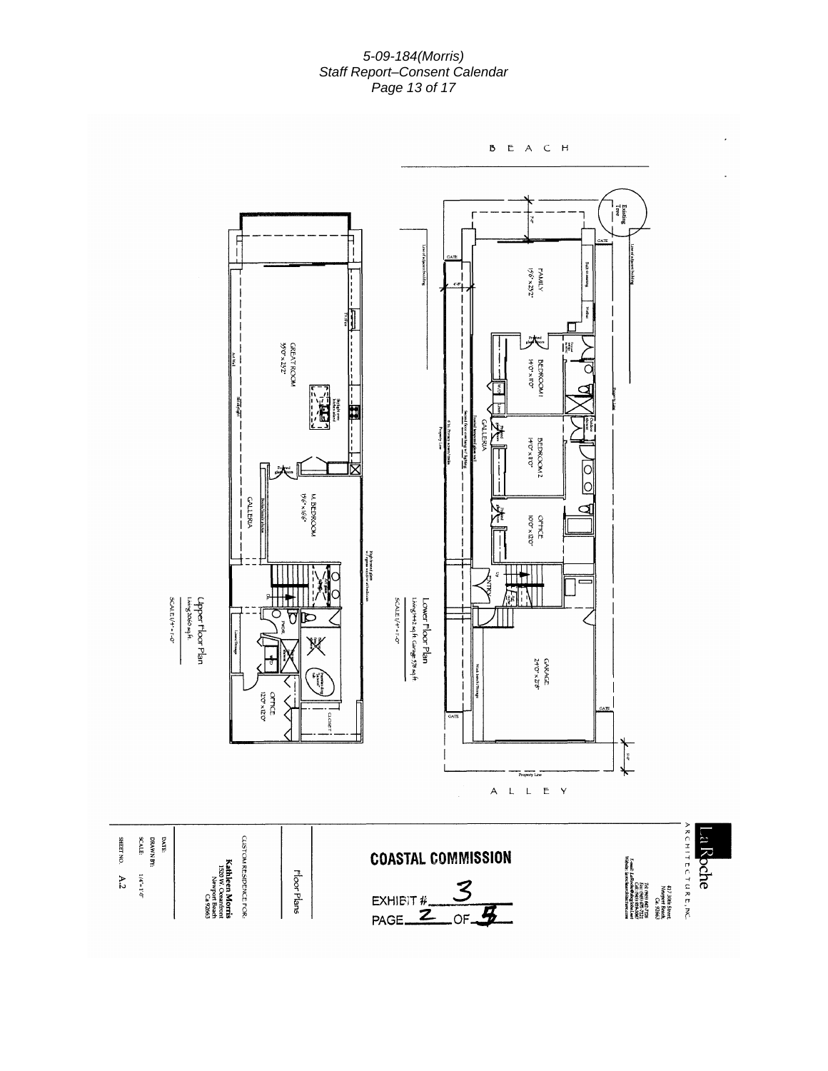BEACH

Upper Floor Plan
Living 2060 sq ft
SCALE 1/4" = 1'-0"

GREAT ROOM
35'0" x 25'2"

M. BEDROOM
15'6" x 16'6"

GALLERIA

OFFICE
12'0" x 12'0"

Lower Floor Plan
Living 1442 sq ft Garage 578 sq ft
SCALE 1/4" = 1'-0"

FAMILY
15'6" x 25'2"

BEDROOM 1
14'0" x 11'0"

BEDROOM 2
14'0" x 11'0"

OFFICE
10'0" x 12'0"

GALLERIA

ENTRY

GARAGE
24'0" x 22'8"

Property Line

ALLEY

LaRoche
ARCHITECTURE, INC.
412 30th Street,
Newport Beach,
Ca. 92663

**COASTAL COMMISSION**

EXHIBIT # 3
PAGE 2 OF 5

Floor Plans

CUSTOM RESIDENCE FOR:
**Kathleen Morris**
1520 W. Oceanfront
Newport Beach
Ca 92663

DATE:
DRAWN BY:
SCALE: 1/4" = 1'0"
SHEET NO. A.2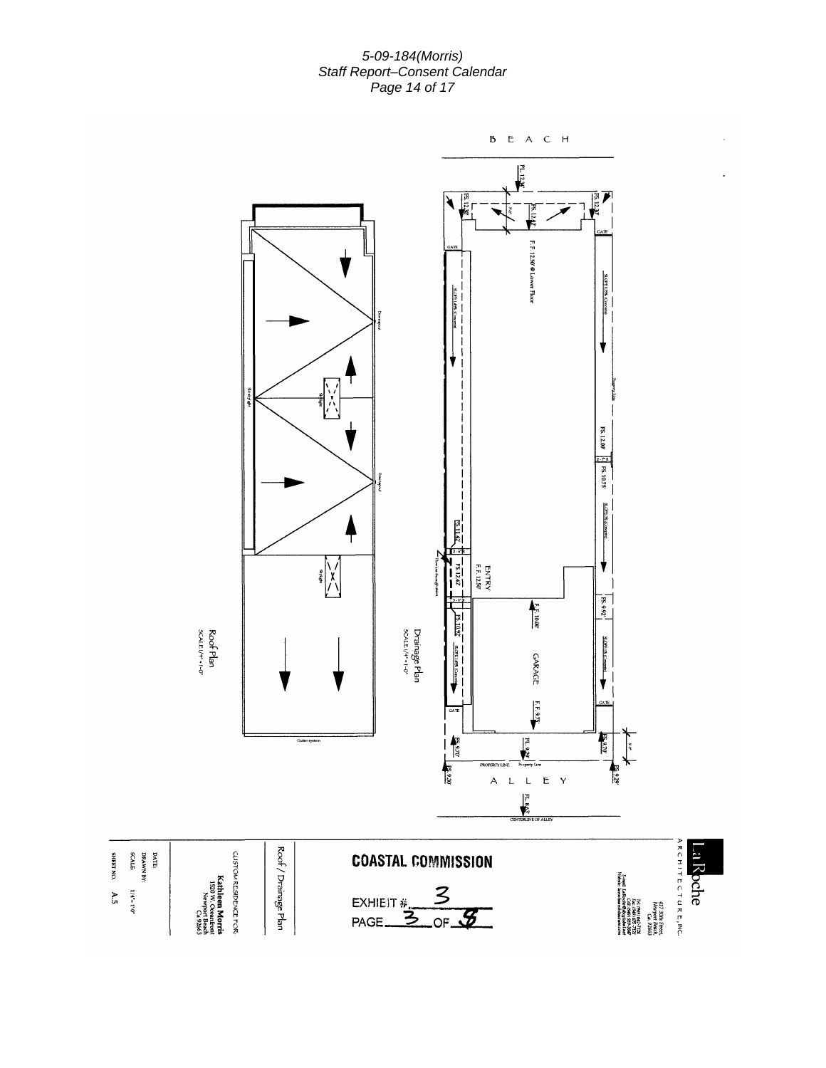BEACH

Roof Plan
SCALE:1/4" = 1'-0"

Drainage Plan
SCALE:1/4" = 1'-0"

P.L. 12.36'

F.S. 12.30'

F.S. 12.42'

F.S. 12.00'

F.F. 12.50' @ Lower Floor

GATE

F.S. 12.00'

F.S. 10.75'

F.S. 11.42'

ENTRY
F.F. 12.50'

F.S. 12.42'

F.S. 10.92'

F.F. 10.00'

GARAGE

F.F. 9.75'

F.S. 9.92'

GATE

F.S. 9.70'

P.L. 9.70'

F.S. 9.70'

PROPERTY LINE

F.S. 9.30'

F.S. 9.29'

ALLEY

F.L. 8.62'

CENTERLINE OF ALLEY

Gutter system

Skylight

Skylight

Downspout

Downspout

LaRoche
ARCHITECTURE, INC.
417 30th Street,
Newport Beach,
CA 92663

Roof / Drainage Plan

CUSTOM RESIDENCE FOR:
**Kathleen Morris**
1520 W. Oceanfront
Newport Beach
CA 92663

DATE:
DRAWN BY:
SCALE: 1/4" = 1'-0"
SHEET NO. A.5

**COASTAL COMMISSION**

EXHIBIT # 3
PAGE 3 OF 8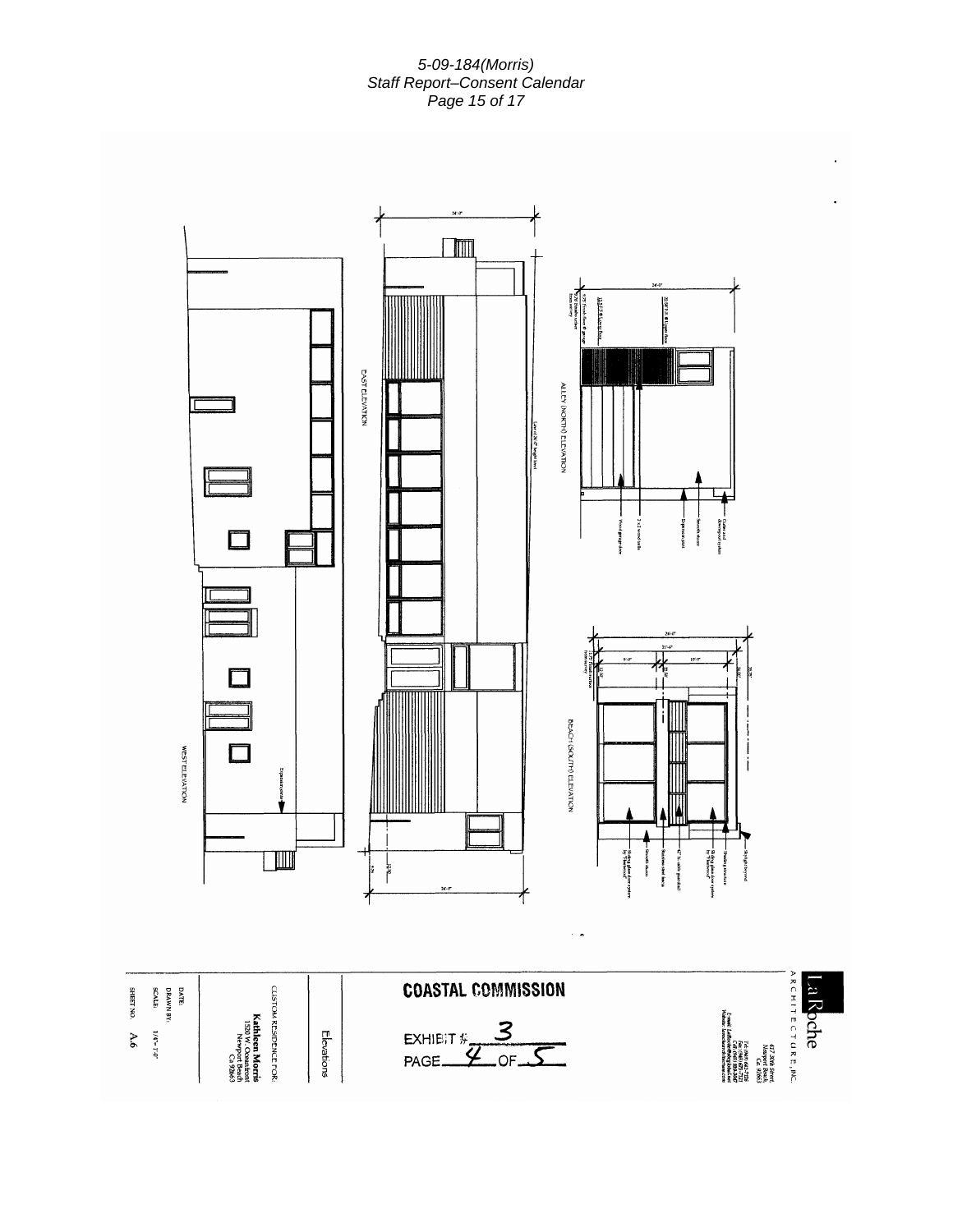EAST ELEVATION

ALLEY (NORTH) ELEVATION

BEACH (SOUTH) ELEVATION

WEST ELEVATION

24'-0"

COASTAL COMMISSION

EXHIBIT # 3

PAGE 4 OF 5

LaRoche
ARCHITECTURE, INC.

Elevations

CUSTOM RESIDENCE FOR:
**Kathleen Morris**
1520 W. Oceanfront
Newport Beach
Ca 92663

DATE:
DRAWN BY:
SCALE: 1/4"=1'-0"
SHEET NO. A.6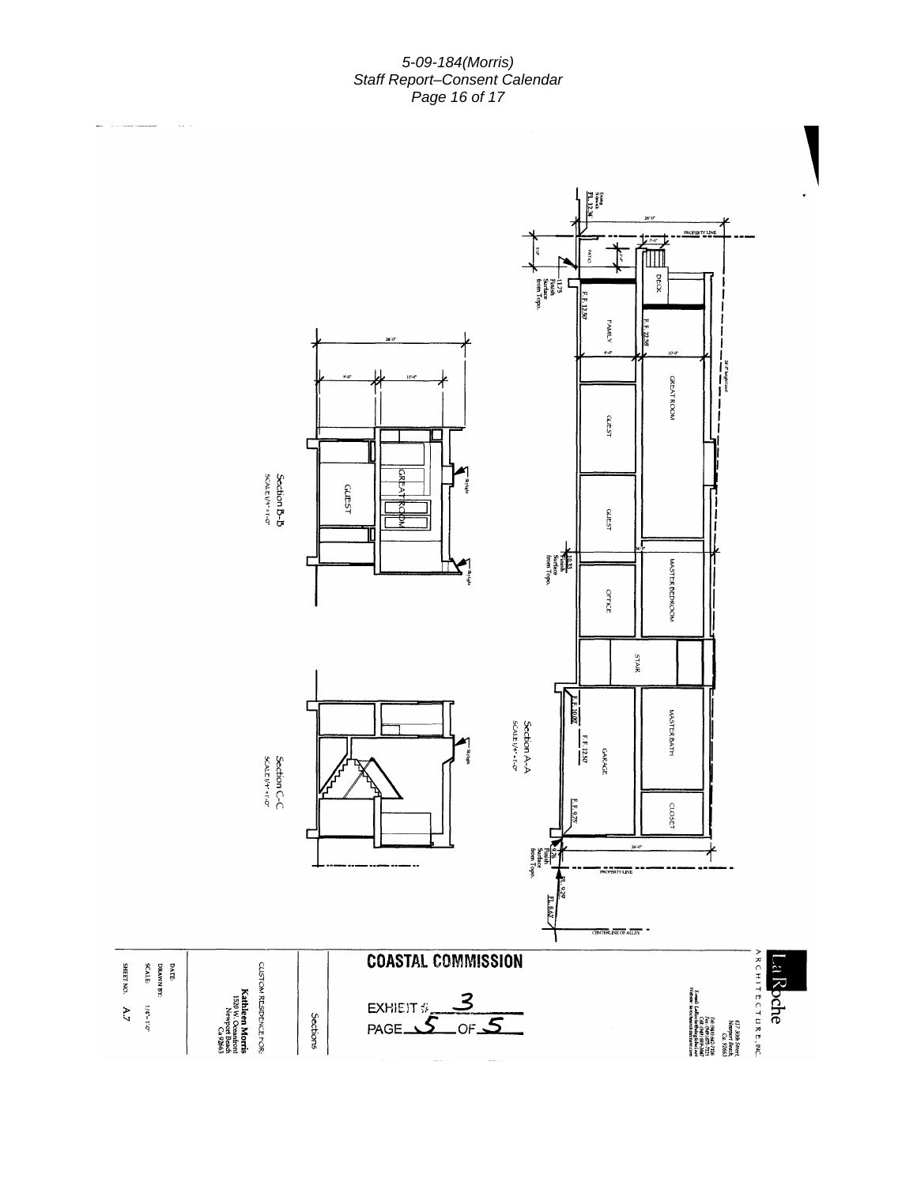Section A-A
SCALE 1/4" = 1'-0"

Section B-B
SCALE 1/4" = 1'-0"

Section C-C
SCALE 1/4" = 1'-0"

PROPERTY LINE

CENTERLINE OF ALLEY

DECK

PATIO

FAMILY

GREAT ROOM

GUEST

GUEST

MASTER BEDROOM

OFFICE

STAIR

MASTER BATH

GARAGE

CLOSET

F.F. 12.50'

F.F. 22.58'

F.F. 10.00'

F.F. 9.75'

11.75 Finish Surface from Topo.

10.33 Finish Surface from Topo.

Finish Surface from Topo.

FL 12.36'

FL 9.29'

FL 8.63'

26'-0"

9'-0"

10'-0"

24'-0" height limit

**COASTAL COMMISSION**

EXHIBIT # 3
PAGE 5 OF 5

LaRoche
ARCHITECTURE, INC.

417 30th Street
Newport Beach
Ca. 92663

Sections

CUSTOM RESIDENCE FOR:
**Kathleen Morris**
1520 W. Oceanfront
Newport Beach
Ca 92663

DATE:
DRAWN BY:
SCALE: 1/4" = 1'-0"
SHEET NO. A.7